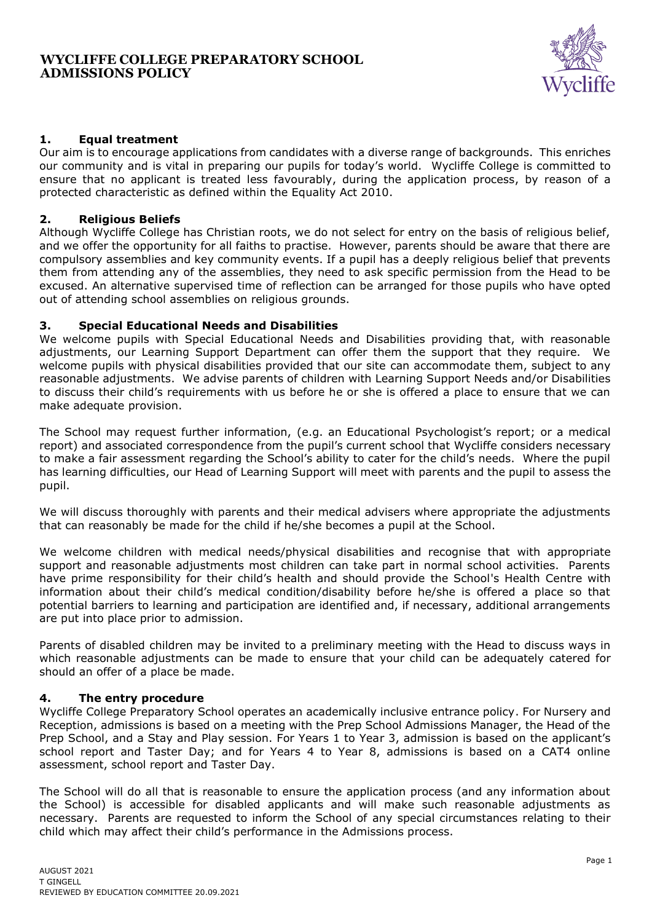# WYCLIFFE COLLEGE PREPARATORY SCHOOL ADMISSIONS POLICY

## 1. Equal treatment

Our aim is to encourage applications from candidates with a diverse range of backgrounds. This enriches our community and is vital in preparing our pupils for today's world. Wycliffe College is committed to ensure that no applicant is treated less favourably, during the application process, by reason of a protected characteristic as defined within the Equality Act 2010.

## 2. Religious Beliefs

Although Wycliffe College has Christian roots, we do not select for entry on the basis of religious belief, and we offer the opportunity for all faiths to practise. However, parents should be aware that there are compulsory assemblies and key community events. If a pupil has a deeply religious belief that prevents them from attending any of the assemblies, they need to ask specific permission from the Head to be excused. An alternative supervised time of reflection can be arranged for those pupils who have opted out of attending school assemblies on religious grounds.

## 3. Special Educational Needs and Disabilities

We welcome pupils with Special Educational Needs and Disabilities providing that, with reasonable adjustments, our Learning Support Department can offer them the support that they require. We welcome pupils with physical disabilities provided that our site can accommodate them, subject to any reasonable adjustments. We advise parents of children with Learning Support Needs and/or Disabilities to discuss their child's requirements with us before he or she is offered a place to ensure that we can make adequate provision.

The School may request further information, (e.g. an Educational Psychologist's report; or a medical report) and associated correspondence from the pupil's current school that Wycliffe considers necessary to make a fair assessment regarding the School's ability to cater for the child's needs. Where the pupil has learning difficulties, our Head of Learning Support will meet with parents and the pupil to assess the pupil.

We will discuss thoroughly with parents and their medical advisers where appropriate the adjustments that can reasonably be made for the child if he/she becomes a pupil at the School.

We welcome children with medical needs/physical disabilities and recognise that with appropriate support and reasonable adjustments most children can take part in normal school activities. Parents have prime responsibility for their child's health and should provide the School's Health Centre with information about their child's medical condition/disability before he/she is offered a place so that potential barriers to learning and participation are identified and, if necessary, additional arrangements are put into place prior to admission.

Parents of disabled children may be invited to a preliminary meeting with the Head to discuss ways in which reasonable adjustments can be made to ensure that your child can be adequately catered for should an offer of a place be made.

## 4. The entry procedure

Wycliffe College Preparatory School operates an academically inclusive entrance policy. For Nursery and Reception, admissions is based on a meeting with the Prep School Admissions Manager, the Head of the Prep School, and a Stay and Play session. For Years 1 to Year 3, admission is based on the applicant's school report and Taster Day; and for Years 4 to Year 8, admissions is based on a CAT4 online assessment, school report and Taster Day.

The School will do all that is reasonable to ensure the application process (and any information about the School) is accessible for disabled applicants and will make such reasonable adjustments as necessary. Parents are requested to inform the School of any special circumstances relating to their child which may affect their child's performance in the Admissions process.

AUGUST 2021
T GINGELL
REVIEWED BY EDUCATION COMMITTEE 20.09.2021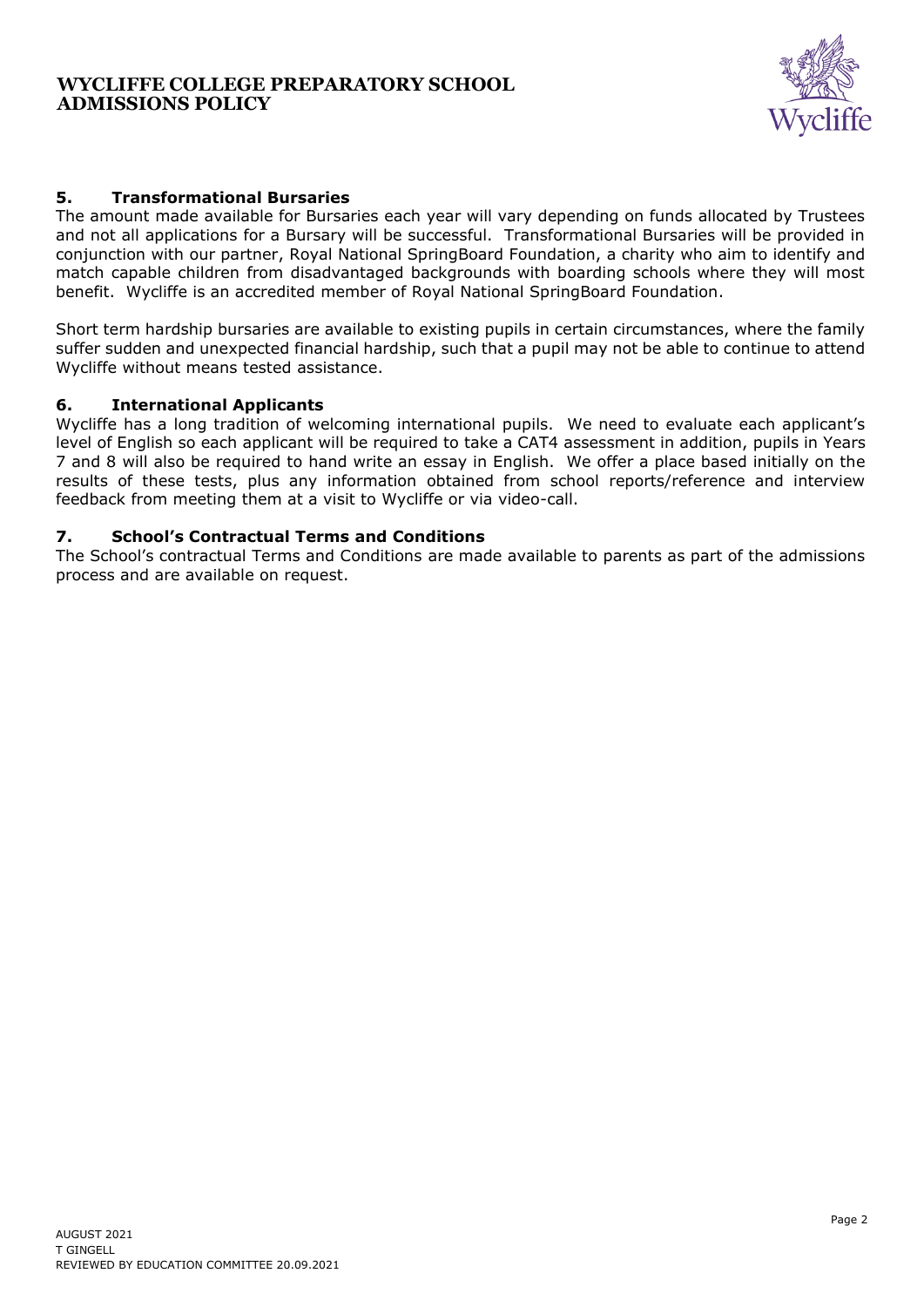## 5. Transformational Bursaries

The amount made available for Bursaries each year will vary depending on funds allocated by Trustees and not all applications for a Bursary will be successful. Transformational Bursaries will be provided in conjunction with our partner, Royal National SpringBoard Foundation, a charity who aim to identify and match capable children from disadvantaged backgrounds with boarding schools where they will most benefit. Wycliffe is an accredited member of Royal National SpringBoard Foundation.

Short term hardship bursaries are available to existing pupils in certain circumstances, where the family suffer sudden and unexpected financial hardship, such that a pupil may not be able to continue to attend Wycliffe without means tested assistance.

## 6. International Applicants

Wycliffe has a long tradition of welcoming international pupils. We need to evaluate each applicant's level of English so each applicant will be required to take a CAT4 assessment in addition, pupils in Years 7 and 8 will also be required to hand write an essay in English. We offer a place based initially on the results of these tests, plus any information obtained from school reports/reference and interview feedback from meeting them at a visit to Wycliffe or via video-call.

## 7. School's Contractual Terms and Conditions

The School's contractual Terms and Conditions are made available to parents as part of the admissions process and are available on request.

AUGUST 2021
T GINGELL
REVIEWED BY EDUCATION COMMITTEE 20.09.2021